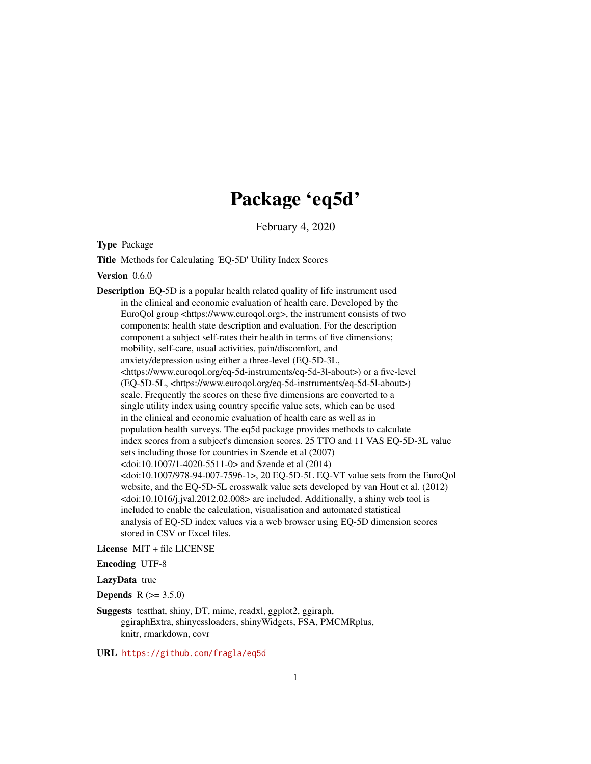# Package 'eq5d'

February 4, 2020

**Type** Package

**Title** Methods for Calculating 'EQ-5D' Utility Index Scores

**Version** 0.6.0

**Description** EQ-5D is a popular health related quality of life instrument used in the clinical and economic evaluation of health care. Developed by the EuroQol group <https://www.euroqol.org>, the instrument consists of two components: health state description and evaluation. For the description component a subject self-rates their health in terms of five dimensions; mobility, self-care, usual activities, pain/discomfort, and anxiety/depression using either a three-level (EQ-5D-3L, <https://www.euroqol.org/eq-5d-instruments/eq-5d-3l-about>) or a five-level (EQ-5D-5L, <https://www.euroqol.org/eq-5d-instruments/eq-5d-5l-about>) scale. Frequently the scores on these five dimensions are converted to a single utility index using country specific value sets, which can be used in the clinical and economic evaluation of health care as well as in population health surveys. The eq5d package provides methods to calculate index scores from a subject's dimension scores. 25 TTO and 11 VAS EQ-5D-3L value sets including those for countries in Szende et al (2007) <doi:10.1007/1-4020-5511-0> and Szende et al (2014) <doi:10.1007/978-94-007-7596-1>, 20 EQ-5D-5L EQ-VT value sets from the EuroQol website, and the EQ-5D-5L crosswalk value sets developed by van Hout et al. (2012) <doi:10.1016/j.jval.2012.02.008> are included. Additionally, a shiny web tool is included to enable the calculation, visualisation and automated statistical analysis of EQ-5D index values via a web browser using EQ-5D dimension scores stored in CSV or Excel files.

**License** MIT + file LICENSE

**Encoding** UTF-8

**LazyData** true

**Depends** R (>= 3.5.0)

**Suggests** testthat, shiny, DT, mime, readxl, ggplot2, ggiraph, ggiraphExtra, shinycssloaders, shinyWidgets, FSA, PMCMRplus, knitr, rmarkdown, covr

**URL** https://github.com/fragla/eq5d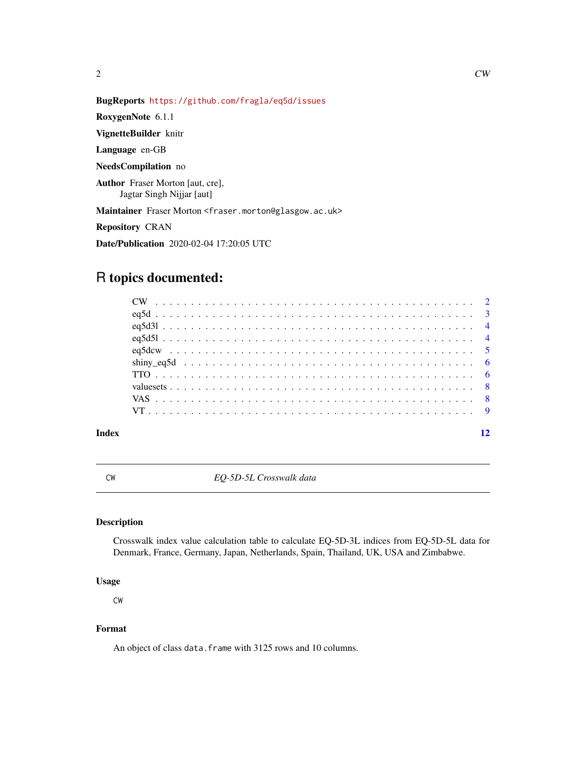**BugReports** https://github.com/fragla/eq5d/issues

**RoxygenNote** 6.1.1

**VignetteBuilder** knitr

**Language** en-GB

**NeedsCompilation** no

**Author** Fraser Morton [aut, cre],
Jagtar Singh Nijjar [aut]

**Maintainer** Fraser Morton <fraser.morton@glasgow.ac.uk>

**Repository** CRAN

**Date/Publication** 2020-02-04 17:20:05 UTC

# R topics documented:

- CW . . . . . . . . . . . . . . . . . . . . . . . . . . . . . . . . . . . . . . . . . . 2
- eq5d . . . . . . . . . . . . . . . . . . . . . . . . . . . . . . . . . . . . . . . . . 3
- eq5d3l . . . . . . . . . . . . . . . . . . . . . . . . . . . . . . . . . . . . . . . . 4
- eq5d5l . . . . . . . . . . . . . . . . . . . . . . . . . . . . . . . . . . . . . . . . 4
- eq5dcw . . . . . . . . . . . . . . . . . . . . . . . . . . . . . . . . . . . . . . . . 5
- shiny_eq5d . . . . . . . . . . . . . . . . . . . . . . . . . . . . . . . . . . . . . . 6
- TTO . . . . . . . . . . . . . . . . . . . . . . . . . . . . . . . . . . . . . . . . . 6
- valuesets . . . . . . . . . . . . . . . . . . . . . . . . . . . . . . . . . . . . . . . 8
- VAS . . . . . . . . . . . . . . . . . . . . . . . . . . . . . . . . . . . . . . . . . 8
- VT . . . . . . . . . . . . . . . . . . . . . . . . . . . . . . . . . . . . . . . . . . 9

**Index** 12

---

## CW — *EQ-5D-5L Crosswalk data*

### Description

Crosswalk index value calculation table to calculate EQ-5D-3L indices from EQ-5D-5L data for Denmark, France, Germany, Japan, Netherlands, Spain, Thailand, UK, USA and Zimbabwe.

### Usage

```
CW
```

### Format

An object of class `data.frame` with 3125 rows and 10 columns.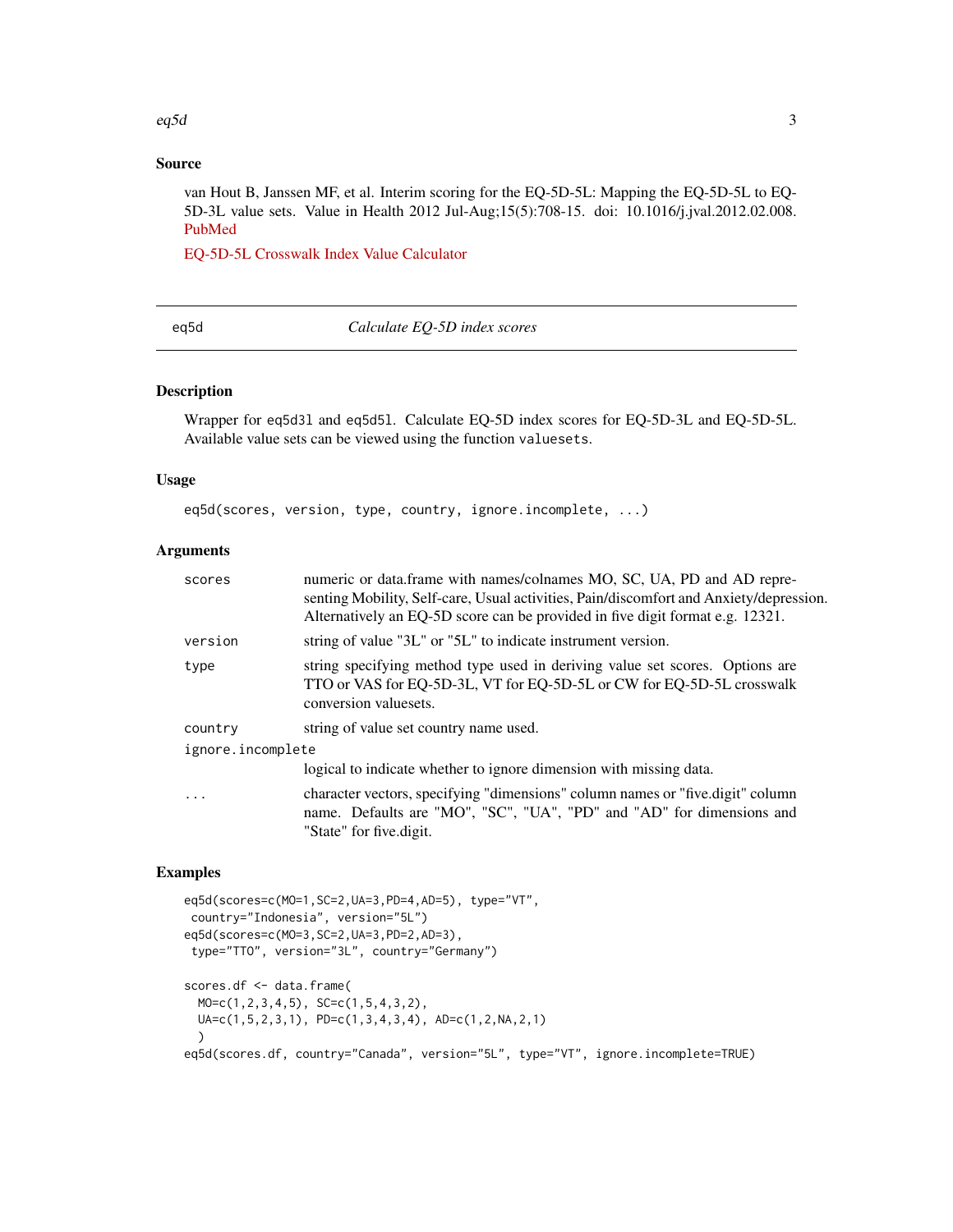## Source

van Hout B, Janssen MF, et al. Interim scoring for the EQ-5D-5L: Mapping the EQ-5D-5L to EQ-5D-3L value sets. Value in Health 2012 Jul-Aug;15(5):708-15. doi: 10.1016/j.jval.2012.02.008. PubMed

EQ-5D-5L Crosswalk Index Value Calculator

---

# eq5d *Calculate EQ-5D index scores*

## Description

Wrapper for `eq5d3l` and `eq5d5l`. Calculate EQ-5D index scores for EQ-5D-3L and EQ-5D-5L. Available value sets can be viewed using the function `valuesets`.

## Usage

```
eq5d(scores, version, type, country, ignore.incomplete, ...)
```

## Arguments

| | |
|---|---|
| `scores` | numeric or data.frame with names/colnames MO, SC, UA, PD and AD representing Mobility, Self-care, Usual activities, Pain/discomfort and Anxiety/depression. Alternatively an EQ-5D score can be provided in five digit format e.g. 12321. |
| `version` | string of value "3L" or "5L" to indicate instrument version. |
| `type` | string specifying method type used in deriving value set scores. Options are TTO or VAS for EQ-5D-3L, VT for EQ-5D-5L or CW for EQ-5D-5L crosswalk conversion valuesets. |
| `country` | string of value set country name used. |
| `ignore.incomplete` | logical to indicate whether to ignore dimension with missing data. |
| `...` | character vectors, specifying "dimensions" column names or "five.digit" column name. Defaults are "MO", "SC", "UA", "PD" and "AD" for dimensions and "State" for five.digit. |

## Examples

```
eq5d(scores=c(MO=1,SC=2,UA=3,PD=4,AD=5), type="VT",
 country="Indonesia", version="5L")
eq5d(scores=c(MO=3,SC=2,UA=3,PD=2,AD=3),
 type="TTO", version="3L", country="Germany")

scores.df <- data.frame(
  MO=c(1,2,3,4,5), SC=c(1,5,4,3,2),
  UA=c(1,5,2,3,1), PD=c(1,3,4,3,4), AD=c(1,2,NA,2,1)
  )
eq5d(scores.df, country="Canada", version="5L", type="VT", ignore.incomplete=TRUE)
```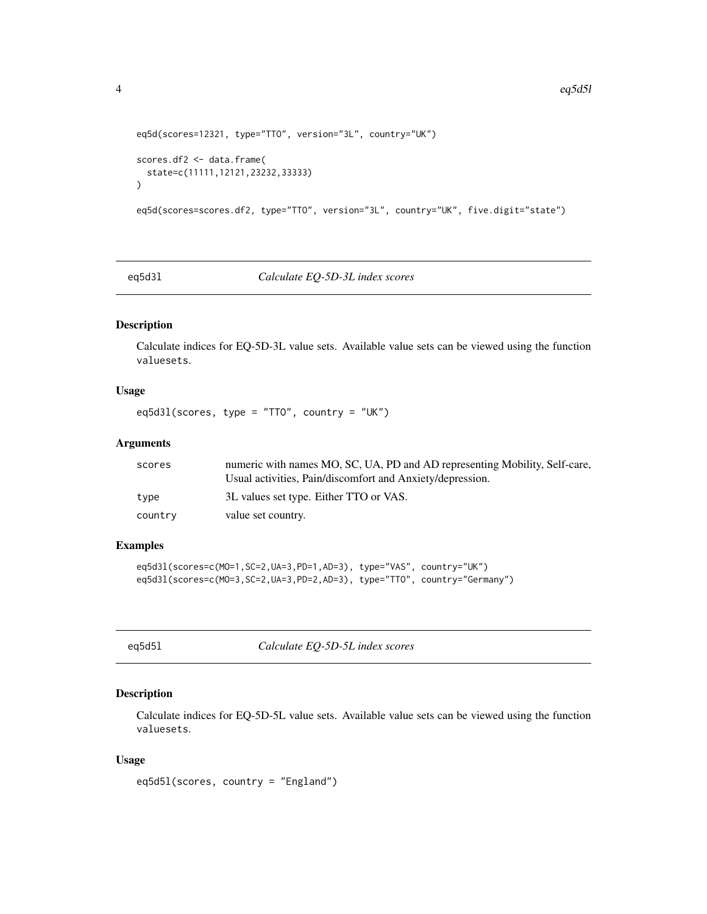```
eq5d(scores=12321, type="TTO", version="3L", country="UK")

scores.df2 <- data.frame(
  state=c(11111,12121,23232,33333)
)

eq5d(scores=scores.df2, type="TTO", version="3L", country="UK", five.digit="state")
```

## eq5d3l — *Calculate EQ-5D-3L index scores*

### Description

Calculate indices for EQ-5D-3L value sets. Available value sets can be viewed using the function `valuesets`.

### Usage

```
eq5d3l(scores, type = "TTO", country = "UK")
```

### Arguments

| | |
|---|---|
| `scores` | numeric with names MO, SC, UA, PD and AD representing Mobility, Self-care, Usual activities, Pain/discomfort and Anxiety/depression. |
| `type` | 3L values set type. Either TTO or VAS. |
| `country` | value set country. |

### Examples

```
eq5d3l(scores=c(MO=1,SC=2,UA=3,PD=1,AD=3), type="VAS", country="UK")
eq5d3l(scores=c(MO=3,SC=2,UA=3,PD=2,AD=3), type="TTO", country="Germany")
```

## eq5d5l — *Calculate EQ-5D-5L index scores*

### Description

Calculate indices for EQ-5D-5L value sets. Available value sets can be viewed using the function `valuesets`.

### Usage

```
eq5d5l(scores, country = "England")
```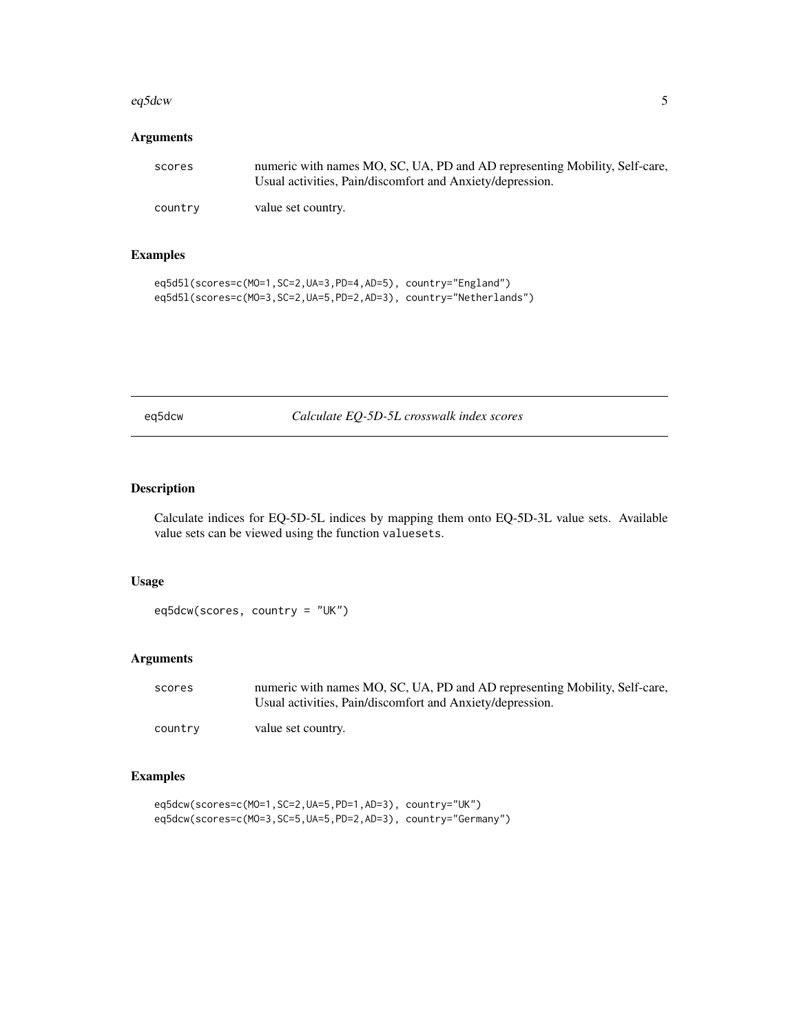## Arguments

`scores` numeric with names MO, SC, UA, PD and AD representing Mobility, Self-care, Usual activities, Pain/discomfort and Anxiety/depression.

`country` value set country.

## Examples

```
eq5d5l(scores=c(MO=1,SC=2,UA=3,PD=4,AD=5), country="England")
eq5d5l(scores=c(MO=3,SC=2,UA=5,PD=2,AD=3), country="Netherlands")
```

---

# eq5dcw *Calculate EQ-5D-5L crosswalk index scores*

---

## Description

Calculate indices for EQ-5D-5L indices by mapping them onto EQ-5D-3L value sets. Available value sets can be viewed using the function `valuesets`.

## Usage

```
eq5dcw(scores, country = "UK")
```

## Arguments

`scores` numeric with names MO, SC, UA, PD and AD representing Mobility, Self-care, Usual activities, Pain/discomfort and Anxiety/depression.

`country` value set country.

## Examples

```
eq5dcw(scores=c(MO=1,SC=2,UA=5,PD=1,AD=3), country="UK")
eq5dcw(scores=c(MO=3,SC=5,UA=5,PD=2,AD=3), country="Germany")
```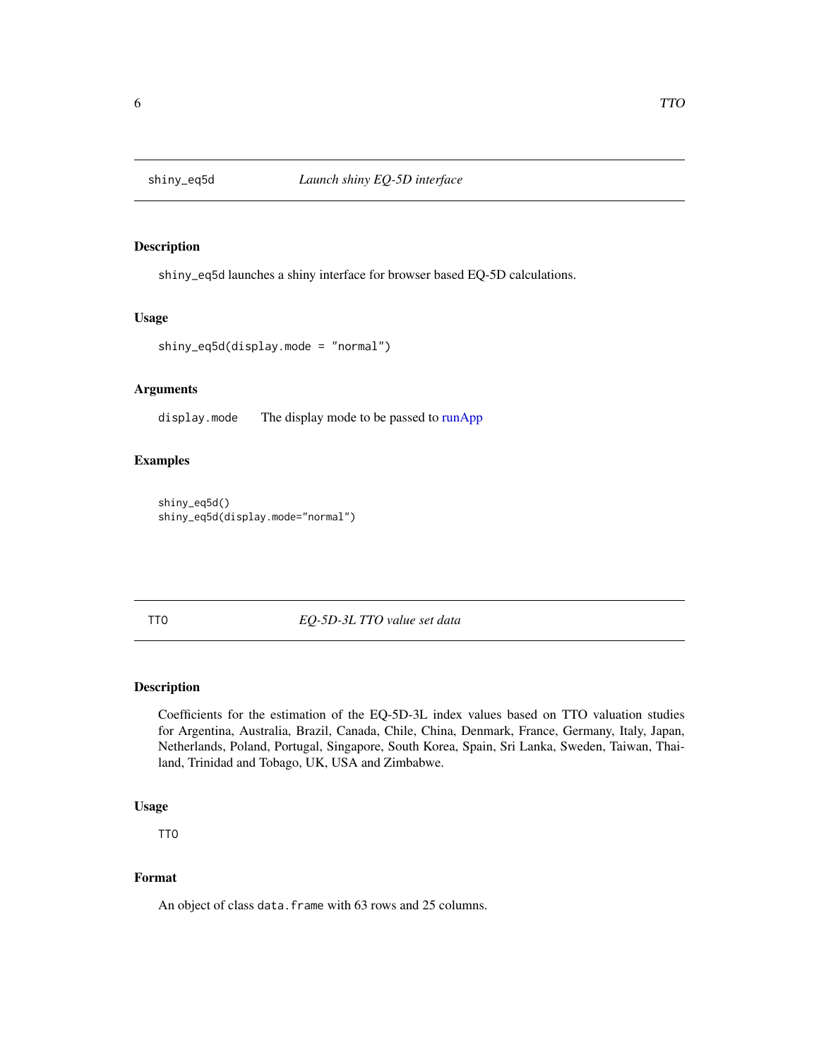## shiny_eq5d — *Launch shiny EQ-5D interface*

### Description

shiny_eq5d launches a shiny interface for browser based EQ-5D calculations.

### Usage

```
shiny_eq5d(display.mode = "normal")
```

### Arguments

| | |
|---|---|
| display.mode | The display mode to be passed to runApp |

### Examples

```
shiny_eq5d()
shiny_eq5d(display.mode="normal")
```

## TTO — *EQ-5D-3L TTO value set data*

### Description

Coefficients for the estimation of the EQ-5D-3L index values based on TTO valuation studies for Argentina, Australia, Brazil, Canada, Chile, China, Denmark, France, Germany, Italy, Japan, Netherlands, Poland, Portugal, Singapore, South Korea, Spain, Sri Lanka, Sweden, Taiwan, Thailand, Trinidad and Tobago, UK, USA and Zimbabwe.

### Usage

```
TTO
```

### Format

An object of class data.frame with 63 rows and 25 columns.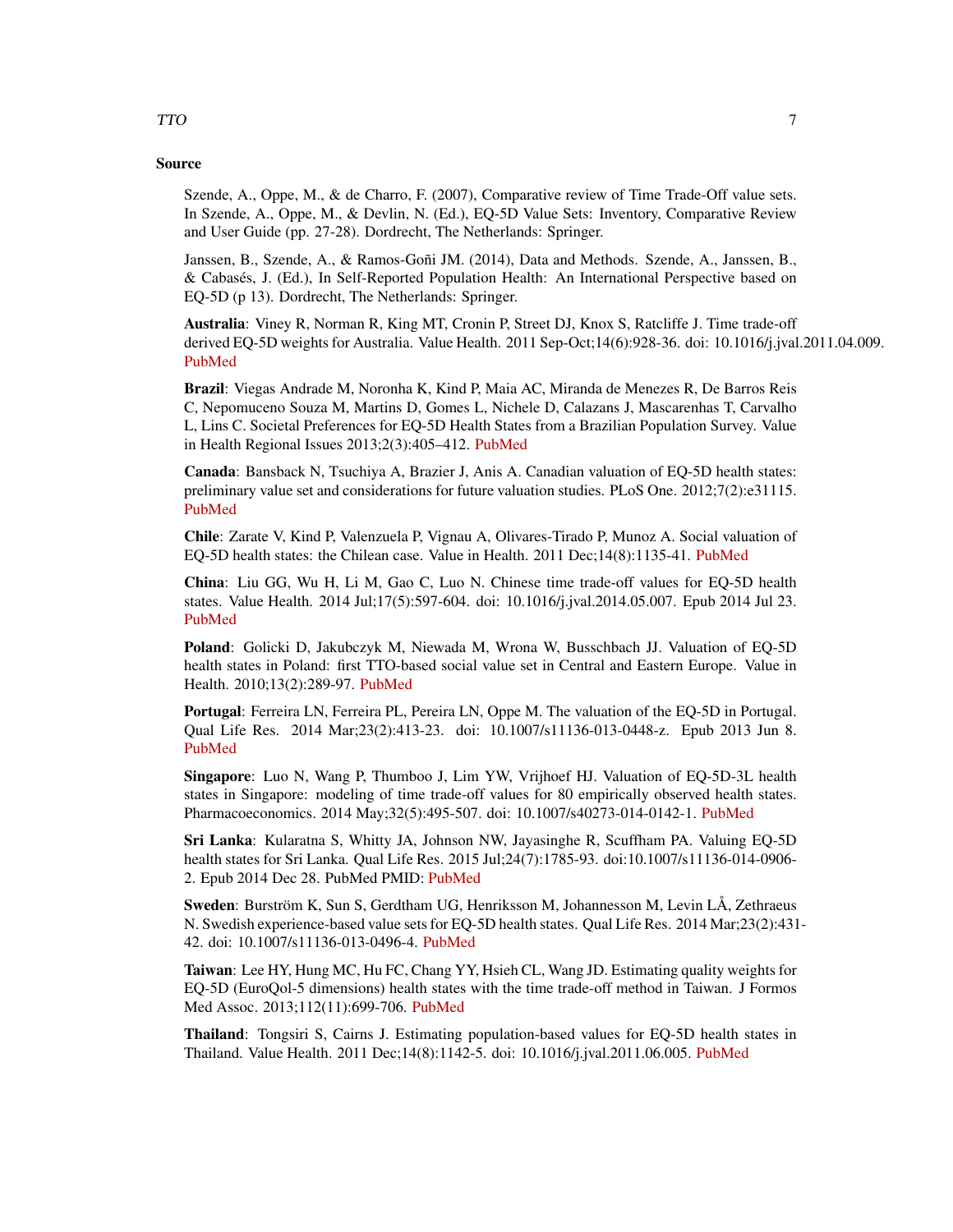### Source

Szende, A., Oppe, M., & de Charro, F. (2007), Comparative review of Time Trade-Off value sets. In Szende, A., Oppe, M., & Devlin, N. (Ed.), EQ-5D Value Sets: Inventory, Comparative Review and User Guide (pp. 27-28). Dordrecht, The Netherlands: Springer.

Janssen, B., Szende, A., & Ramos-Goñi JM. (2014), Data and Methods. Szende, A., Janssen, B., & Cabasés, J. (Ed.), In Self-Reported Population Health: An International Perspective based on EQ-5D (p 13). Dordrecht, The Netherlands: Springer.

**Australia**: Viney R, Norman R, King MT, Cronin P, Street DJ, Knox S, Ratcliffe J. Time trade-off derived EQ-5D weights for Australia. Value Health. 2011 Sep-Oct;14(6):928-36. doi: 10.1016/j.jval.2011.04.009. PubMed

**Brazil**: Viegas Andrade M, Noronha K, Kind P, Maia AC, Miranda de Menezes R, De Barros Reis C, Nepomuceno Souza M, Martins D, Gomes L, Nichele D, Calazans J, Mascarenhas T, Carvalho L, Lins C. Societal Preferences for EQ-5D Health States from a Brazilian Population Survey. Value in Health Regional Issues 2013;2(3):405–412. PubMed

**Canada**: Bansback N, Tsuchiya A, Brazier J, Anis A. Canadian valuation of EQ-5D health states: preliminary value set and considerations for future valuation studies. PLoS One. 2012;7(2):e31115. PubMed

**Chile**: Zarate V, Kind P, Valenzuela P, Vignau A, Olivares-Tirado P, Munoz A. Social valuation of EQ-5D health states: the Chilean case. Value in Health. 2011 Dec;14(8):1135-41. PubMed

**China**: Liu GG, Wu H, Li M, Gao C, Luo N. Chinese time trade-off values for EQ-5D health states. Value Health. 2014 Jul;17(5):597-604. doi: 10.1016/j.jval.2014.05.007. Epub 2014 Jul 23. PubMed

**Poland**: Golicki D, Jakubczyk M, Niewada M, Wrona W, Busschbach JJ. Valuation of EQ-5D health states in Poland: first TTO-based social value set in Central and Eastern Europe. Value in Health. 2010;13(2):289-97. PubMed

**Portugal**: Ferreira LN, Ferreira PL, Pereira LN, Oppe M. The valuation of the EQ-5D in Portugal. Qual Life Res. 2014 Mar;23(2):413-23. doi: 10.1007/s11136-013-0448-z. Epub 2013 Jun 8. PubMed

**Singapore**: Luo N, Wang P, Thumboo J, Lim YW, Vrijhoef HJ. Valuation of EQ-5D-3L health states in Singapore: modeling of time trade-off values for 80 empirically observed health states. Pharmacoeconomics. 2014 May;32(5):495-507. doi: 10.1007/s40273-014-0142-1. PubMed

**Sri Lanka**: Kularatna S, Whitty JA, Johnson NW, Jayasinghe R, Scuffham PA. Valuing EQ-5D health states for Sri Lanka. Qual Life Res. 2015 Jul;24(7):1785-93. doi:10.1007/s11136-014-0906-2. Epub 2014 Dec 28. PubMed PMID: PubMed

**Sweden**: Burström K, Sun S, Gerdtham UG, Henriksson M, Johannesson M, Levin LÅ, Zethraeus N. Swedish experience-based value sets for EQ-5D health states. Qual Life Res. 2014 Mar;23(2):431-42. doi: 10.1007/s11136-013-0496-4. PubMed

**Taiwan**: Lee HY, Hung MC, Hu FC, Chang YY, Hsieh CL, Wang JD. Estimating quality weights for EQ-5D (EuroQol-5 dimensions) health states with the time trade-off method in Taiwan. J Formos Med Assoc. 2013;112(11):699-706. PubMed

**Thailand**: Tongsiri S, Cairns J. Estimating population-based values for EQ-5D health states in Thailand. Value Health. 2011 Dec;14(8):1142-5. doi: 10.1016/j.jval.2011.06.005. PubMed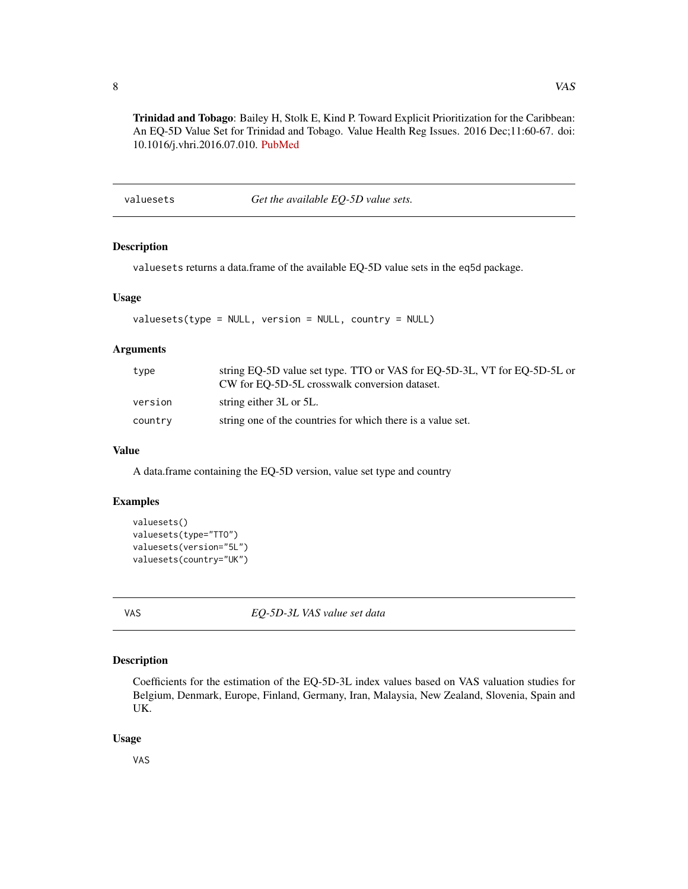**Trinidad and Tobago**: Bailey H, Stolk E, Kind P. Toward Explicit Prioritization for the Caribbean: An EQ-5D Value Set for Trinidad and Tobago. Value Health Reg Issues. 2016 Dec;11:60-67. doi: 10.1016/j.vhri.2016.07.010. PubMed

---

## valuesets — *Get the available EQ-5D value sets.*

### Description

`valuesets` returns a data.frame of the available EQ-5D value sets in the `eq5d` package.

### Usage

```
valuesets(type = NULL, version = NULL, country = NULL)
```

### Arguments

| | |
|---|---|
| `type` | string EQ-5D value set type. TTO or VAS for EQ-5D-3L, VT for EQ-5D-5L or CW for EQ-5D-5L crosswalk conversion dataset. |
| `version` | string either 3L or 5L. |
| `country` | string one of the countries for which there is a value set. |

### Value

A data.frame containing the EQ-5D version, value set type and country

### Examples

```
valuesets()
valuesets(type="TTO")
valuesets(version="5L")
valuesets(country="UK")
```

---

## VAS — *EQ-5D-3L VAS value set data*

### Description

Coefficients for the estimation of the EQ-5D-3L index values based on VAS valuation studies for Belgium, Denmark, Europe, Finland, Germany, Iran, Malaysia, New Zealand, Slovenia, Spain and UK.

### Usage

```
VAS
```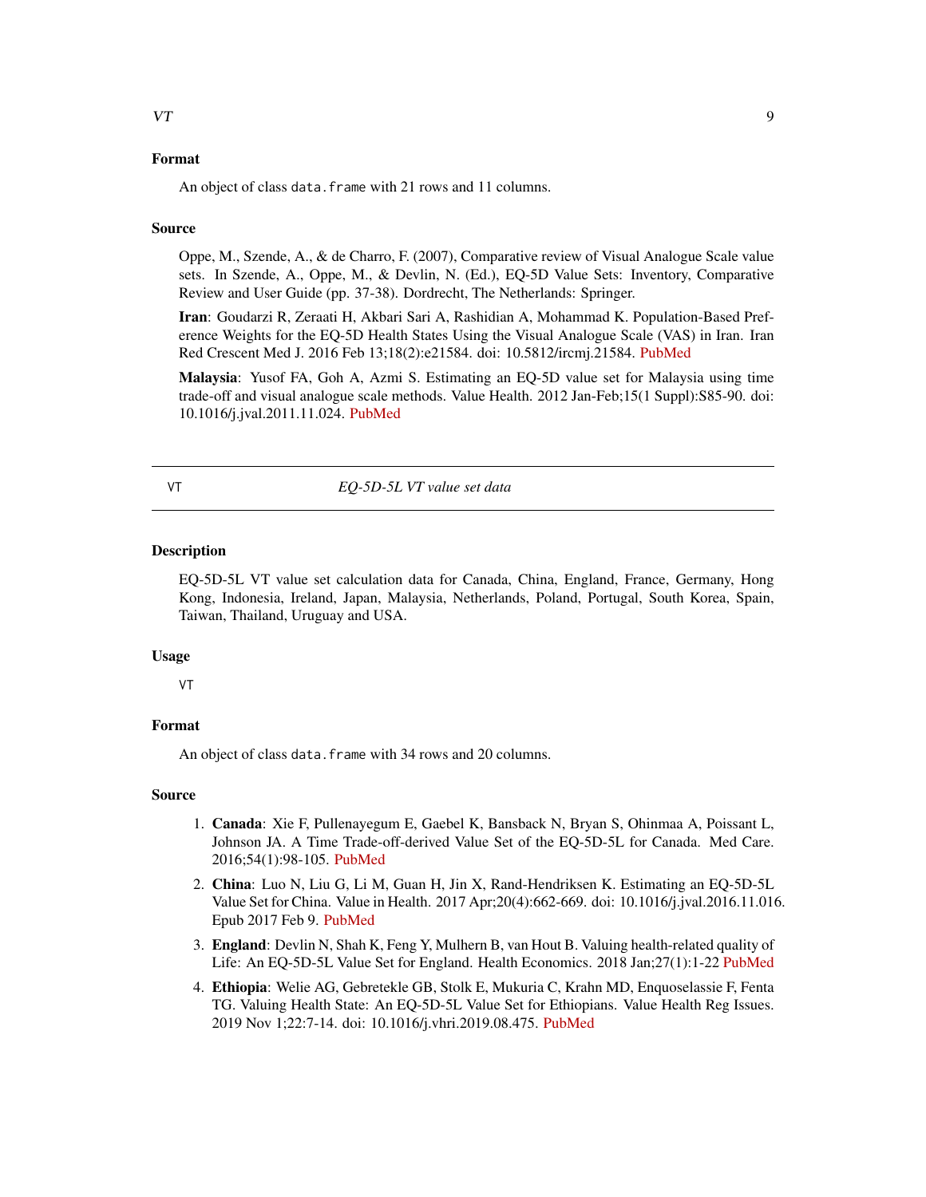### Format

An object of class `data.frame` with 21 rows and 11 columns.

### Source

Oppe, M., Szende, A., & de Charro, F. (2007), Comparative review of Visual Analogue Scale value sets. In Szende, A., Oppe, M., & Devlin, N. (Ed.), EQ-5D Value Sets: Inventory, Comparative Review and User Guide (pp. 37-38). Dordrecht, The Netherlands: Springer.

**Iran**: Goudarzi R, Zeraati H, Akbari Sari A, Rashidian A, Mohammad K. Population-Based Preference Weights for the EQ-5D Health States Using the Visual Analogue Scale (VAS) in Iran. Iran Red Crescent Med J. 2016 Feb 13;18(2):e21584. doi: 10.5812/ircmj.21584. PubMed

**Malaysia**: Yusof FA, Goh A, Azmi S. Estimating an EQ-5D value set for Malaysia using time trade-off and visual analogue scale methods. Value Health. 2012 Jan-Feb;15(1 Suppl):S85-90. doi: 10.1016/j.jval.2011.11.024. PubMed

---

## VT — *EQ-5D-5L VT value set data*

### Description

EQ-5D-5L VT value set calculation data for Canada, China, England, France, Germany, Hong Kong, Indonesia, Ireland, Japan, Malaysia, Netherlands, Poland, Portugal, South Korea, Spain, Taiwan, Thailand, Uruguay and USA.

### Usage

```
VT
```

### Format

An object of class `data.frame` with 34 rows and 20 columns.

### Source

1. **Canada**: Xie F, Pullenayegum E, Gaebel K, Bansback N, Bryan S, Ohinmaa A, Poissant L, Johnson JA. A Time Trade-off-derived Value Set of the EQ-5D-5L for Canada. Med Care. 2016;54(1):98-105. PubMed
2. **China**: Luo N, Liu G, Li M, Guan H, Jin X, Rand-Hendriksen K. Estimating an EQ-5D-5L Value Set for China. Value in Health. 2017 Apr;20(4):662-669. doi: 10.1016/j.jval.2016.11.016. Epub 2017 Feb 9. PubMed
3. **England**: Devlin N, Shah K, Feng Y, Mulhern B, van Hout B. Valuing health-related quality of Life: An EQ-5D-5L Value Set for England. Health Economics. 2018 Jan;27(1):1-22 PubMed
4. **Ethiopia**: Welie AG, Gebretekle GB, Stolk E, Mukuria C, Krahn MD, Enquoselassie F, Fenta TG. Valuing Health State: An EQ-5D-5L Value Set for Ethiopians. Value Health Reg Issues. 2019 Nov 1;22:7-14. doi: 10.1016/j.vhri.2019.08.475. PubMed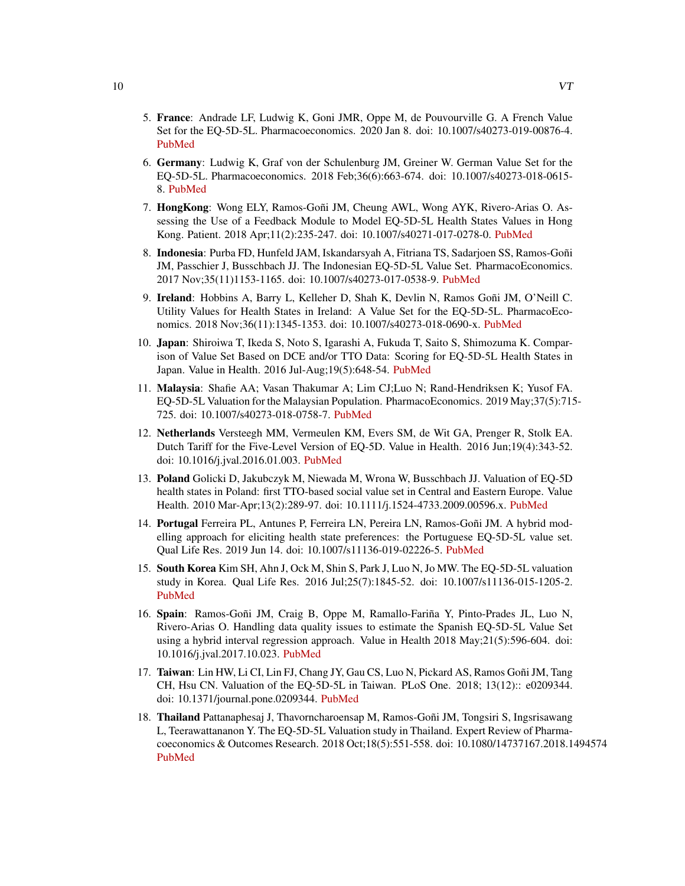5. **France**: Andrade LF, Ludwig K, Goni JMR, Oppe M, de Pouvourville G. A French Value Set for the EQ-5D-5L. Pharmacoeconomics. 2020 Jan 8. doi: 10.1007/s40273-019-00876-4. PubMed

6. **Germany**: Ludwig K, Graf von der Schulenburg JM, Greiner W. German Value Set for the EQ-5D-5L. Pharmacoeconomics. 2018 Feb;36(6):663-674. doi: 10.1007/s40273-018-0615-8. PubMed

7. **HongKong**: Wong ELY, Ramos-Goñi JM, Cheung AWL, Wong AYK, Rivero-Arias O. Assessing the Use of a Feedback Module to Model EQ-5D-5L Health States Values in Hong Kong. Patient. 2018 Apr;11(2):235-247. doi: 10.1007/s40271-017-0278-0. PubMed

8. **Indonesia**: Purba FD, Hunfeld JAM, Iskandarsyah A, Fitriana TS, Sadarjoen SS, Ramos-Goñi JM, Passchier J, Busschbach JJ. The Indonesian EQ-5D-5L Value Set. PharmacoEconomics. 2017 Nov;35(11)1153-1165. doi: 10.1007/s40273-017-0538-9. PubMed

9. **Ireland**: Hobbins A, Barry L, Kelleher D, Shah K, Devlin N, Ramos Goñi JM, O'Neill C. Utility Values for Health States in Ireland: A Value Set for the EQ-5D-5L. PharmacoEconomics. 2018 Nov;36(11):1345-1353. doi: 10.1007/s40273-018-0690-x. PubMed

10. **Japan**: Shiroiwa T, Ikeda S, Noto S, Igarashi A, Fukuda T, Saito S, Shimozuma K. Comparison of Value Set Based on DCE and/or TTO Data: Scoring for EQ-5D-5L Health States in Japan. Value in Health. 2016 Jul-Aug;19(5):648-54. PubMed

11. **Malaysia**: Shafie AA; Vasan Thakumar A; Lim CJ;Luo N; Rand-Hendriksen K; Yusof FA. EQ-5D-5L Valuation for the Malaysian Population. PharmacoEconomics. 2019 May;37(5):715-725. doi: 10.1007/s40273-018-0758-7. PubMed

12. **Netherlands** Versteegh MM, Vermeulen KM, Evers SM, de Wit GA, Prenger R, Stolk EA. Dutch Tariff for the Five-Level Version of EQ-5D. Value in Health. 2016 Jun;19(4):343-52. doi: 10.1016/j.jval.2016.01.003. PubMed

13. **Poland** Golicki D, Jakubczyk M, Niewada M, Wrona W, Busschbach JJ. Valuation of EQ-5D health states in Poland: first TTO-based social value set in Central and Eastern Europe. Value Health. 2010 Mar-Apr;13(2):289-97. doi: 10.1111/j.1524-4733.2009.00596.x. PubMed

14. **Portugal** Ferreira PL, Antunes P, Ferreira LN, Pereira LN, Ramos-Goñi JM. A hybrid modelling approach for eliciting health state preferences: the Portuguese EQ-5D-5L value set. Qual Life Res. 2019 Jun 14. doi: 10.1007/s11136-019-02226-5. PubMed

15. **South Korea** Kim SH, Ahn J, Ock M, Shin S, Park J, Luo N, Jo MW. The EQ-5D-5L valuation study in Korea. Qual Life Res. 2016 Jul;25(7):1845-52. doi: 10.1007/s11136-015-1205-2. PubMed

16. **Spain**: Ramos-Goñi JM, Craig B, Oppe M, Ramallo-Fariña Y, Pinto-Prades JL, Luo N, Rivero-Arias O. Handling data quality issues to estimate the Spanish EQ-5D-5L Value Set using a hybrid interval regression approach. Value in Health 2018 May;21(5):596-604. doi: 10.1016/j.jval.2017.10.023. PubMed

17. **Taiwan**: Lin HW, Li CI, Lin FJ, Chang JY, Gau CS, Luo N, Pickard AS, Ramos Goñi JM, Tang CH, Hsu CN. Valuation of the EQ-5D-5L in Taiwan. PLoS One. 2018; 13(12):: e0209344. doi: 10.1371/journal.pone.0209344. PubMed

18. **Thailand** Pattanaphesaj J, Thavorncharoensap M, Ramos-Goñi JM, Tongsiri S, Ingsrisawang L, Teerawattananon Y. The EQ-5D-5L Valuation study in Thailand. Expert Review of Pharmacoeconomics & Outcomes Research. 2018 Oct;18(5):551-558. doi: 10.1080/14737167.2018.1494574 PubMed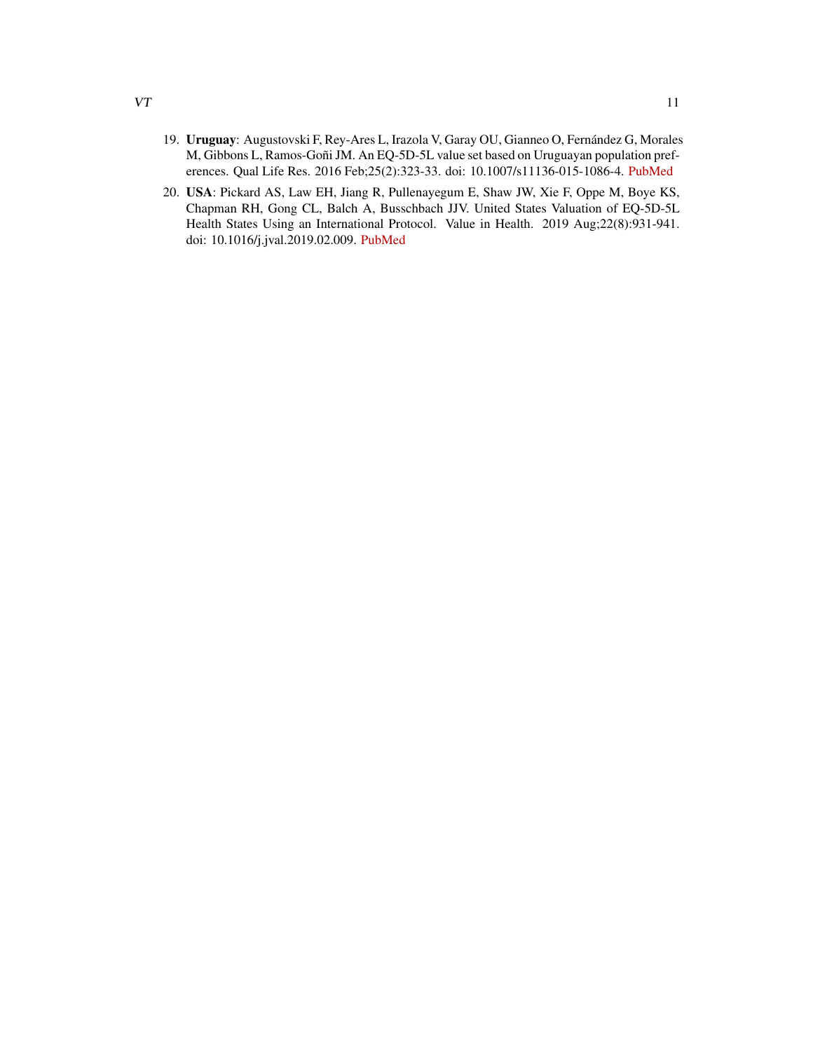19. **Uruguay**: Augustovski F, Rey-Ares L, Irazola V, Garay OU, Gianneo O, Fernández G, Morales M, Gibbons L, Ramos-Goñi JM. An EQ-5D-5L value set based on Uruguayan population preferences. Qual Life Res. 2016 Feb;25(2):323-33. doi: 10.1007/s11136-015-1086-4. PubMed

20. **USA**: Pickard AS, Law EH, Jiang R, Pullenayegum E, Shaw JW, Xie F, Oppe M, Boye KS, Chapman RH, Gong CL, Balch A, Busschbach JJV. United States Valuation of EQ-5D-5L Health States Using an International Protocol. Value in Health. 2019 Aug;22(8):931-941. doi: 10.1016/j.jval.2019.02.009. PubMed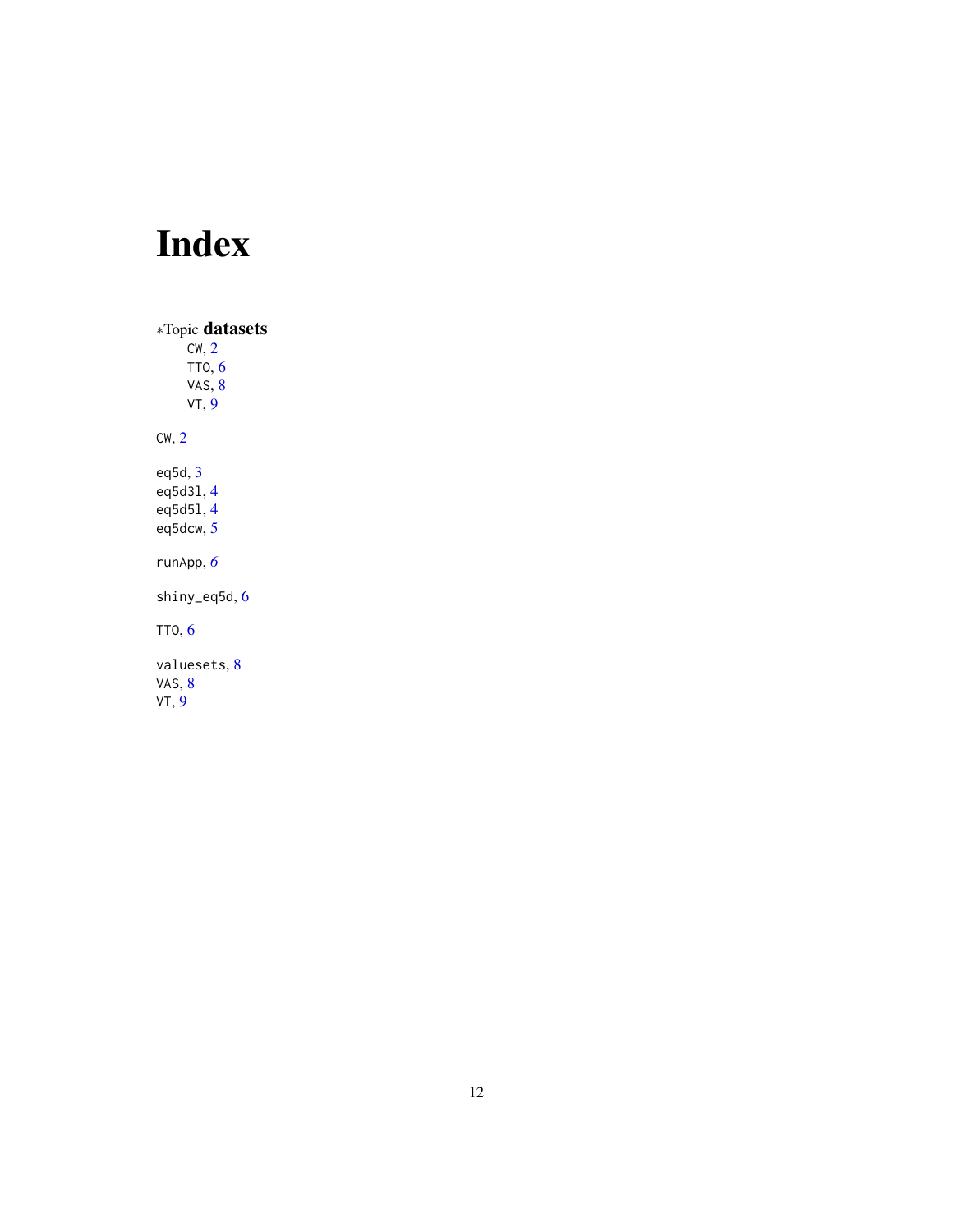# Index

*Topic **datasets**
- CW, 2
- TTO, 6
- VAS, 8
- VT, 9

CW, 2

eq5d, 3
eq5d3l, 4
eq5d5l, 4
eq5dcw, 5

runApp, *6*

shiny_eq5d, 6

TTO, 6

valuesets, 8
VAS, 8
VT, 9